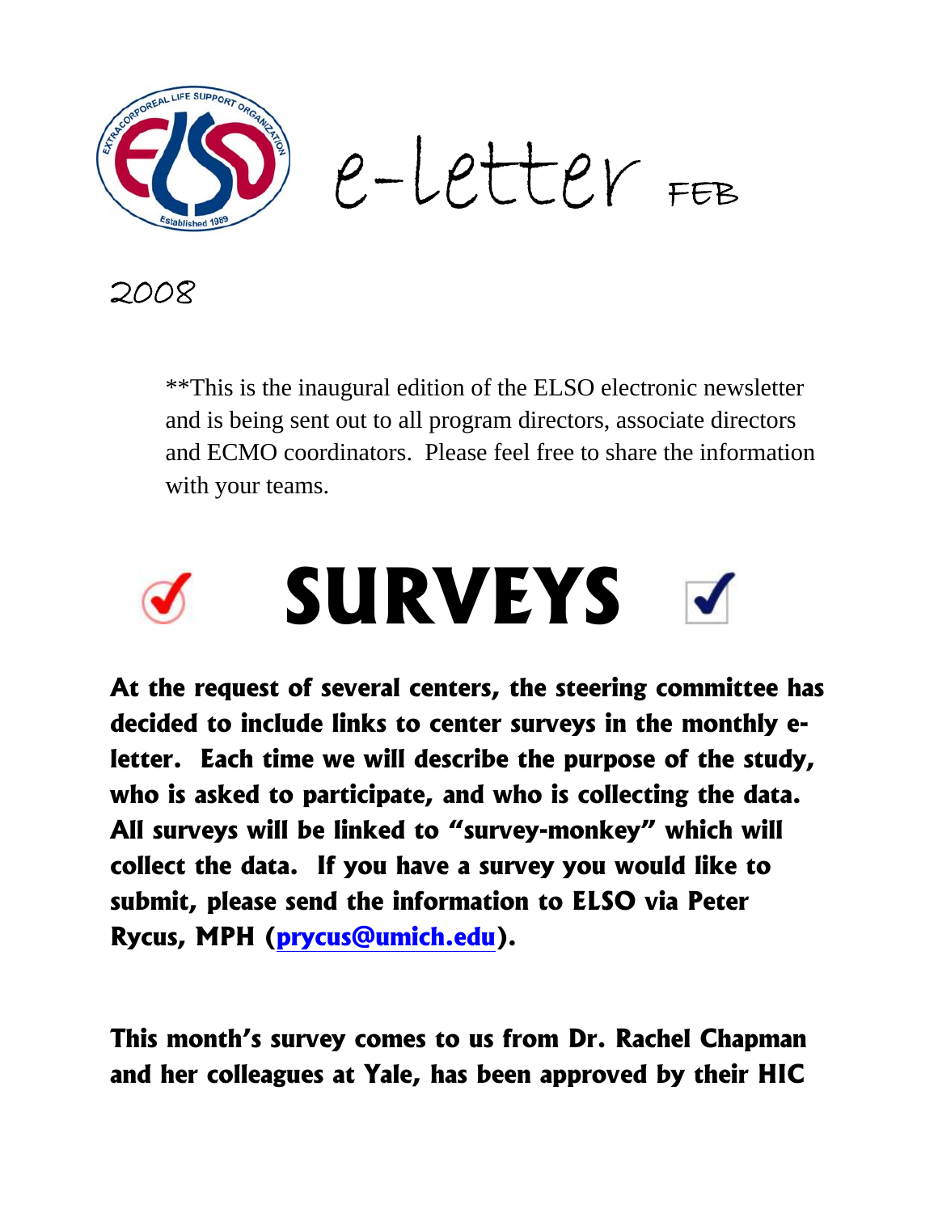# e-Letter FEB

2008

**This is the inaugural edition of the ELSO electronic newsletter and is being sent out to all program directors, associate directors and ECMO coordinators. Please feel free to share the information with your teams.

# SURVEYS

**At the request of several centers, the steering committee has decided to include links to center surveys in the monthly e-letter. Each time we will describe the purpose of the study, who is asked to participate, and who is collecting the data. All surveys will be linked to "survey-monkey" which will collect the data. If you have a survey you would like to submit, please send the information to ELSO via Peter Rycus, MPH ([prycus@umich.edu](mailto:prycus@umich.edu)).**

**This month's survey comes to us from Dr. Rachel Chapman and her colleagues at Yale, has been approved by their HIC**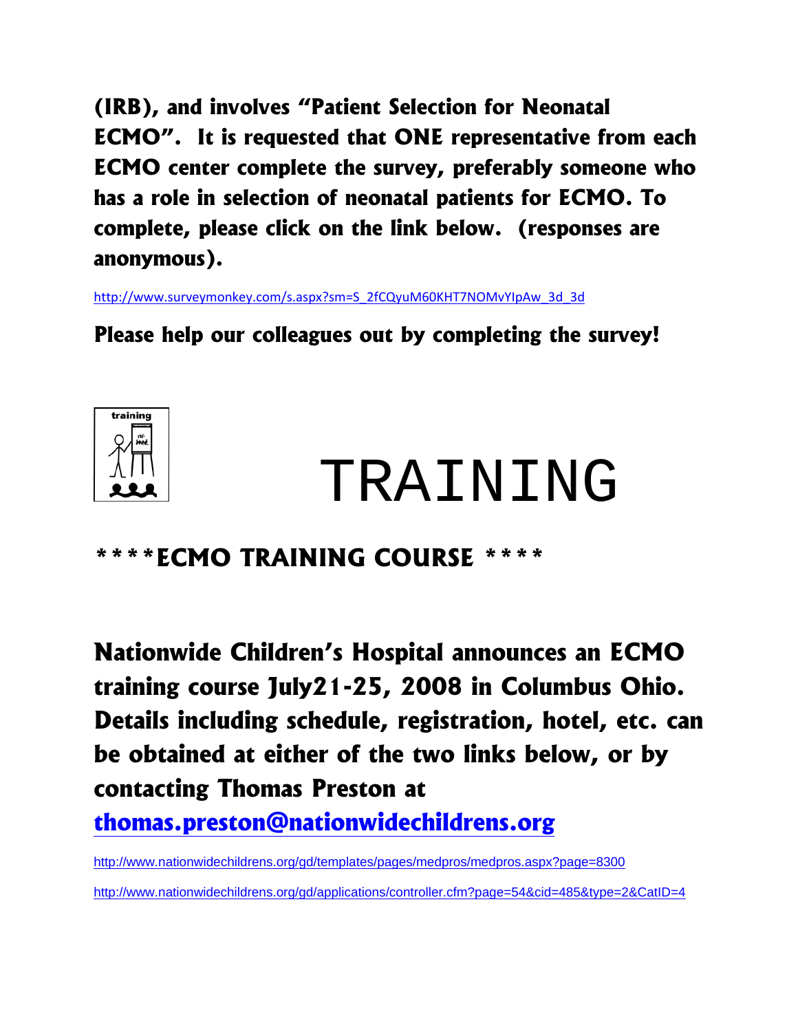**(IRB), and involves "Patient Selection for Neonatal ECMO". It is requested that ONE representative from each ECMO center complete the survey, preferably someone who has a role in selection of neonatal patients for ECMO. To complete, please click on the link below. (responses are anonymous).**

http://www.surveymonkey.com/s.aspx?sm=S_2fCQyuM60KHT7NOMvYIpAw_3d_3d

**Please help our colleagues out by completing the survey!**

# TRAINING

## ****ECMO TRAINING COURSE ****

**Nationwide Children's Hospital announces an ECMO training course July21-25, 2008 in Columbus Ohio. Details including schedule, registration, hotel, etc. can be obtained at either of the two links below, or by contacting Thomas Preston at thomas.preston@nationwidechildrens.org**

http://www.nationwidechildrens.org/gd/templates/pages/medpros/medpros.aspx?page=8300

http://www.nationwidechildrens.org/gd/applications/controller.cfm?page=54&cid=485&type=2&CatID=4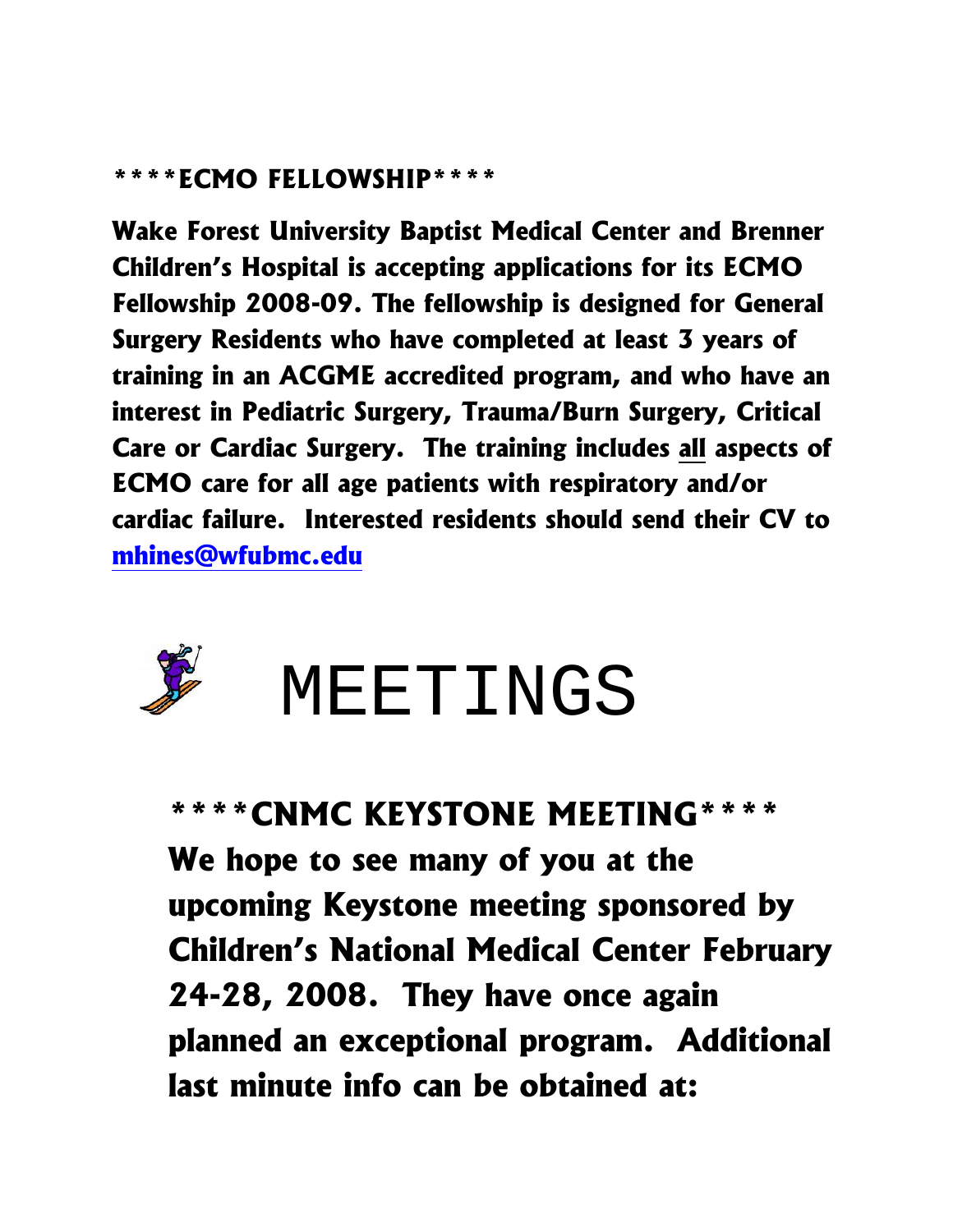## ****ECMO FELLOWSHIP****

**Wake Forest University Baptist Medical Center and Brenner Children's Hospital is accepting applications for its ECMO Fellowship 2008-09. The fellowship is designed for General Surgery Residents who have completed at least 3 years of training in an ACGME accredited program, and who have an interest in Pediatric Surgery, Trauma/Burn Surgery, Critical Care or Cardiac Surgery. The training includes all aspects of ECMO care for all age patients with respiratory and/or cardiac failure. Interested residents should send their CV to [mhines@wfubmc.edu](mailto:mhines@wfubmc.edu)**

# MEETINGS

## ****CNMC KEYSTONE MEETING****

**We hope to see many of you at the upcoming Keystone meeting sponsored by Children's National Medical Center February 24-28, 2008. They have once again planned an exceptional program. Additional last minute info can be obtained at:**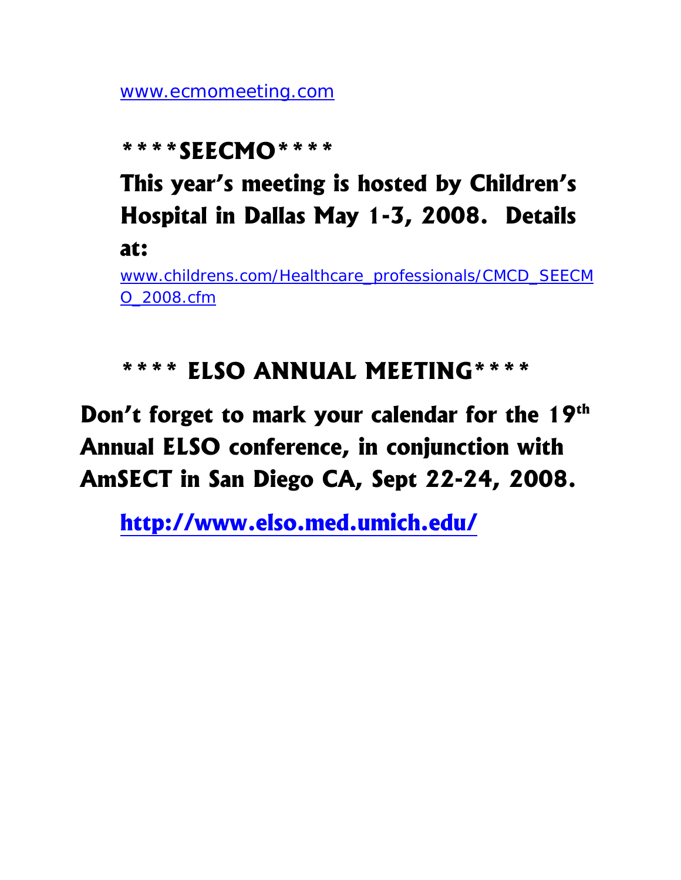www.ecmomeeting.com

## ****SEECMO****

**This year's meeting is hosted by Children's Hospital in Dallas May 1-3, 2008. Details at:**

www.childrens.com/Healthcare_professionals/CMCD_SEECMO_2008.cfm

## **** ELSO ANNUAL MEETING****

**Don't forget to mark your calendar for the 19th Annual ELSO conference, in conjunction with AmSECT in San Diego CA, Sept 22-24, 2008.**

**http://www.elso.med.umich.edu/**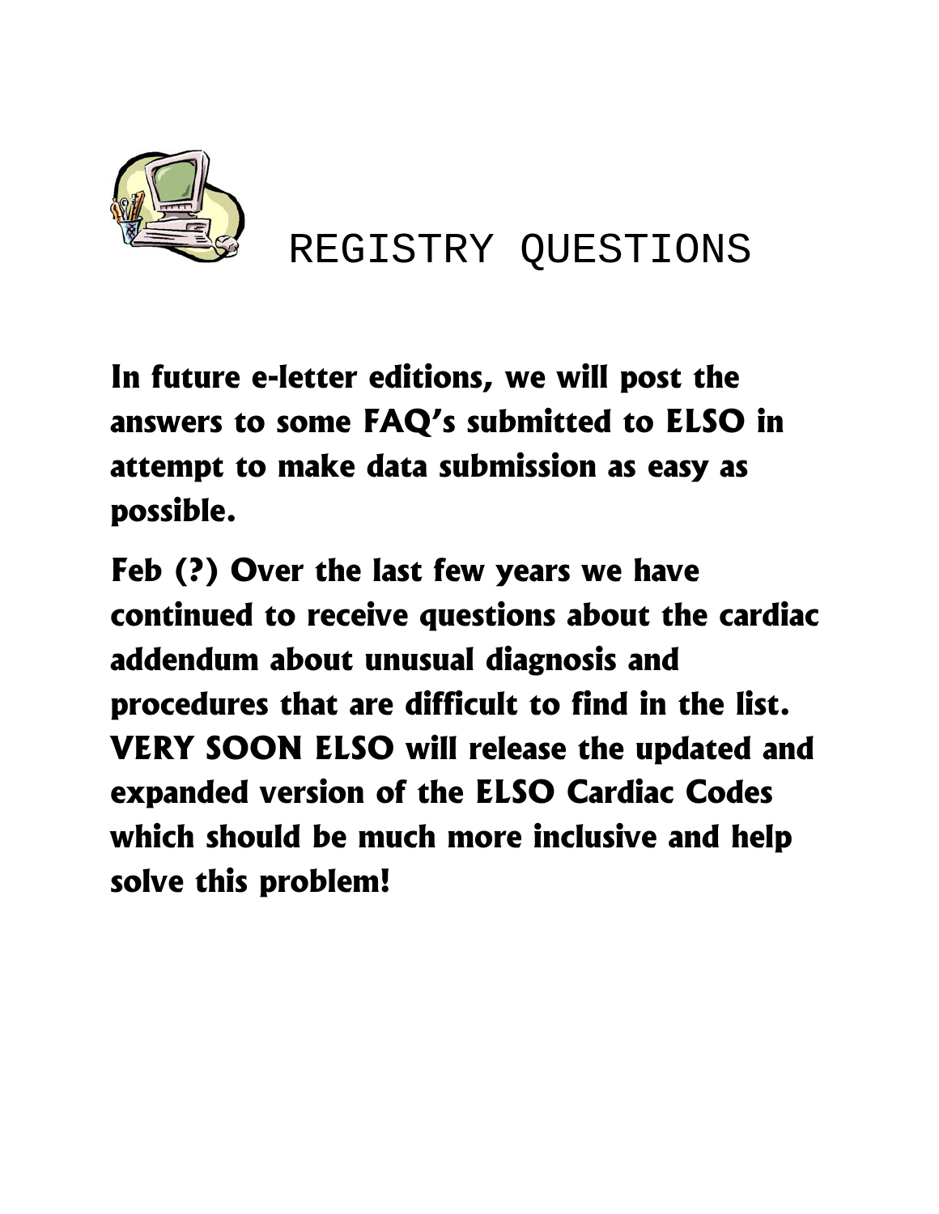# REGISTRY QUESTIONS

**In future e-letter editions, we will post the answers to some FAQ's submitted to ELSO in attempt to make data submission as easy as possible.**

**Feb (?) Over the last few years we have continued to receive questions about the cardiac addendum about unusual diagnosis and procedures that are difficult to find in the list. VERY SOON ELSO will release the updated and expanded version of the ELSO Cardiac Codes which should be much more inclusive and help solve this problem!**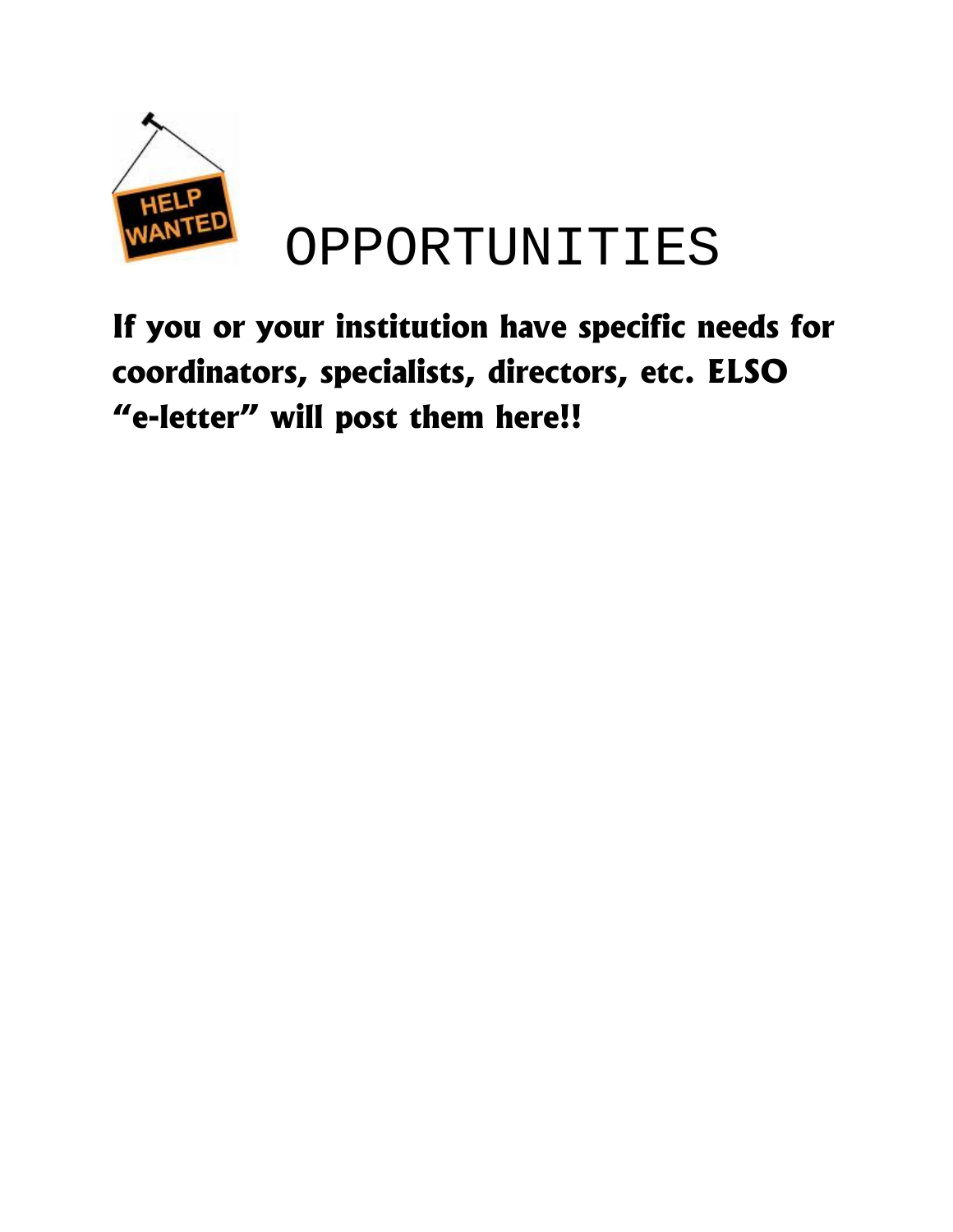# OPPORTUNITIES

**If you or your institution have specific needs for coordinators, specialists, directors, etc. ELSO "e-letter" will post them here!!**